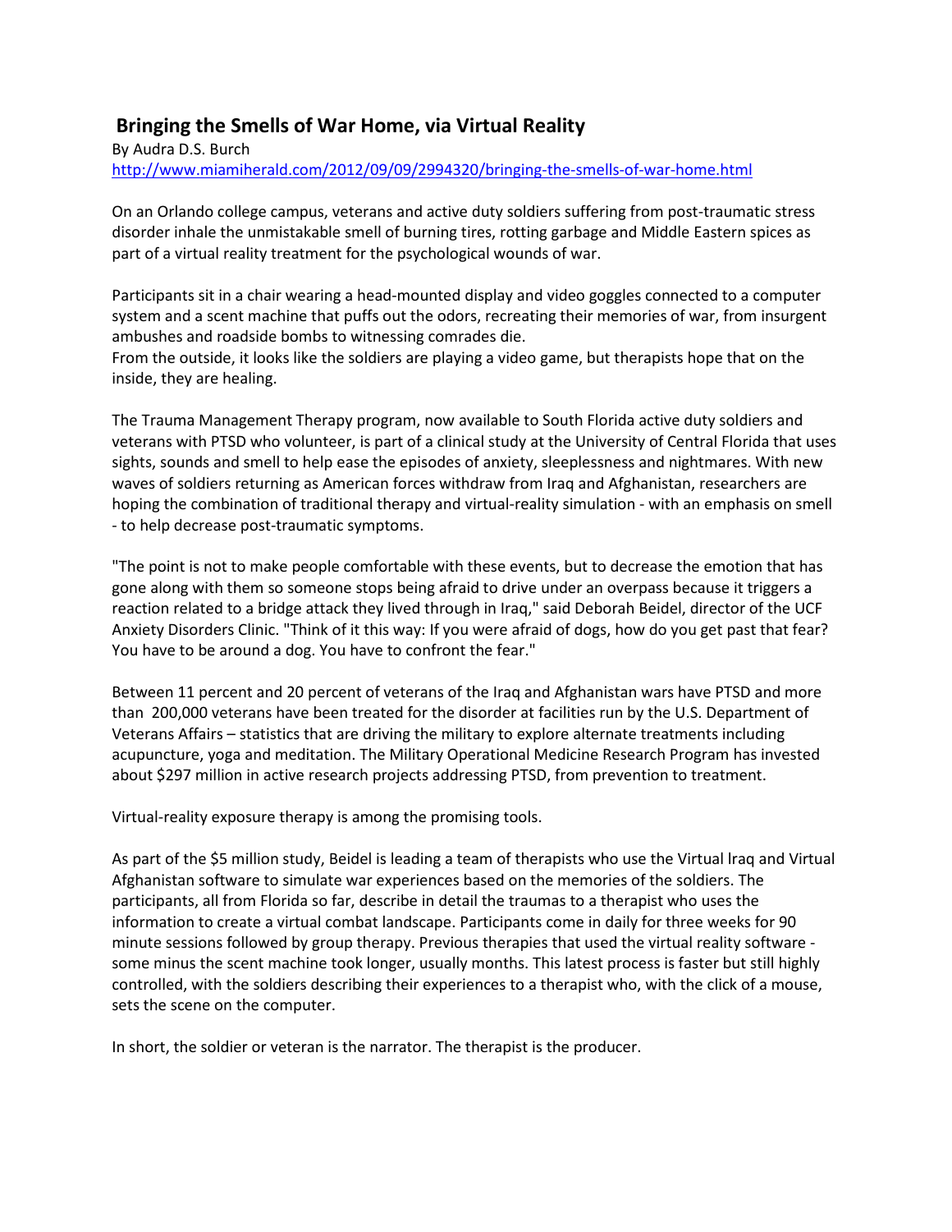## Bringing the Smells of War Home, via Virtual Reality

By Audra D.S. Burch
http://www.miamiherald.com/2012/09/09/2994320/bringing-the-smells-of-war-home.html

On an Orlando college campus, veterans and active duty soldiers suffering from post-traumatic stress disorder inhale the unmistakable smell of burning tires, rotting garbage and Middle Eastern spices as part of a virtual reality treatment for the psychological wounds of war.

Participants sit in a chair wearing a head-mounted display and video goggles connected to a computer system and a scent machine that puffs out the odors, recreating their memories of war, from insurgent ambushes and roadside bombs to witnessing comrades die.
From the outside, it looks like the soldiers are playing a video game, but therapists hope that on the inside, they are healing.

The Trauma Management Therapy program, now available to South Florida active duty soldiers and veterans with PTSD who volunteer, is part of a clinical study at the University of Central Florida that uses sights, sounds and smell to help ease the episodes of anxiety, sleeplessness and nightmares. With new waves of soldiers returning as American forces withdraw from Iraq and Afghanistan, researchers are hoping the combination of traditional therapy and virtual-reality simulation - with an emphasis on smell - to help decrease post-traumatic symptoms.

"The point is not to make people comfortable with these events, but to decrease the emotion that has gone along with them so someone stops being afraid to drive under an overpass because it triggers a reaction related to a bridge attack they lived through in Iraq," said Deborah Beidel, director of the UCF Anxiety Disorders Clinic. "Think of it this way: If you were afraid of dogs, how do you get past that fear? You have to be around a dog. You have to confront the fear."

Between 11 percent and 20 percent of veterans of the Iraq and Afghanistan wars have PTSD and more than 200,000 veterans have been treated for the disorder at facilities run by the U.S. Department of Veterans Affairs – statistics that are driving the military to explore alternate treatments including acupuncture, yoga and meditation. The Military Operational Medicine Research Program has invested about $297 million in active research projects addressing PTSD, from prevention to treatment.

Virtual-reality exposure therapy is among the promising tools.

As part of the $5 million study, Beidel is leading a team of therapists who use the Virtual Iraq and Virtual Afghanistan software to simulate war experiences based on the memories of the soldiers. The participants, all from Florida so far, describe in detail the traumas to a therapist who uses the information to create a virtual combat landscape. Participants come in daily for three weeks for 90 minute sessions followed by group therapy. Previous therapies that used the virtual reality software - some minus the scent machine took longer, usually months. This latest process is faster but still highly controlled, with the soldiers describing their experiences to a therapist who, with the click of a mouse, sets the scene on the computer.

In short, the soldier or veteran is the narrator. The therapist is the producer.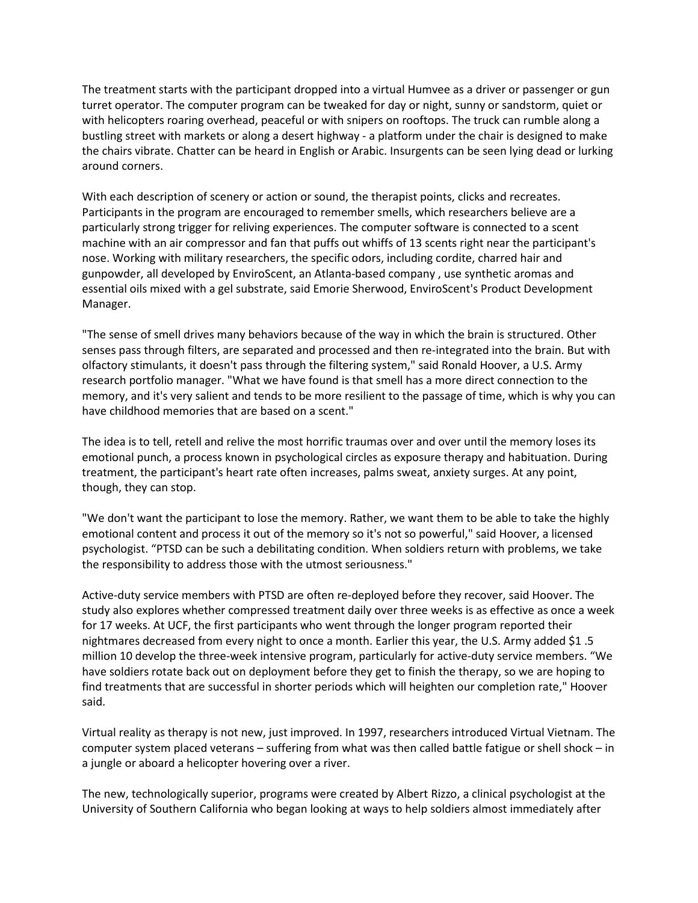The treatment starts with the participant dropped into a virtual Humvee as a driver or passenger or gun turret operator. The computer program can be tweaked for day or night, sunny or sandstorm, quiet or with helicopters roaring overhead, peaceful or with snipers on rooftops. The truck can rumble along a bustling street with markets or along a desert highway - a platform under the chair is designed to make the chairs vibrate. Chatter can be heard in English or Arabic. Insurgents can be seen lying dead or lurking around corners.

With each description of scenery or action or sound, the therapist points, clicks and recreates. Participants in the program are encouraged to remember smells, which researchers believe are a particularly strong trigger for reliving experiences. The computer software is connected to a scent machine with an air compressor and fan that puffs out whiffs of 13 scents right near the participant's nose. Working with military researchers, the specific odors, including cordite, charred hair and gunpowder, all developed by EnviroScent, an Atlanta-based company , use synthetic aromas and essential oils mixed with a gel substrate, said Emorie Sherwood, EnviroScent's Product Development Manager.

"The sense of smell drives many behaviors because of the way in which the brain is structured. Other senses pass through filters, are separated and processed and then re-integrated into the brain. But with olfactory stimulants, it doesn't pass through the filtering system," said Ronald Hoover, a U.S. Army research portfolio manager. "What we have found is that smell has a more direct connection to the memory, and it's very salient and tends to be more resilient to the passage of time, which is why you can have childhood memories that are based on a scent."

The idea is to tell, retell and relive the most horrific traumas over and over until the memory loses its emotional punch, a process known in psychological circles as exposure therapy and habituation. During treatment, the participant's heart rate often increases, palms sweat, anxiety surges. At any point, though, they can stop.

"We don't want the participant to lose the memory. Rather, we want them to be able to take the highly emotional content and process it out of the memory so it's not so powerful," said Hoover, a licensed psychologist. "PTSD can be such a debilitating condition. When soldiers return with problems, we take the responsibility to address those with the utmost seriousness."

Active-duty service members with PTSD are often re-deployed before they recover, said Hoover. The study also explores whether compressed treatment daily over three weeks is as effective as once a week for 17 weeks. At UCF, the first participants who went through the longer program reported their nightmares decreased from every night to once a month. Earlier this year, the U.S. Army added $1 .5 million 10 develop the three-week intensive program, particularly for active-duty service members. "We have soldiers rotate back out on deployment before they get to finish the therapy, so we are hoping to find treatments that are successful in shorter periods which will heighten our completion rate," Hoover said.

Virtual reality as therapy is not new, just improved. In 1997, researchers introduced Virtual Vietnam. The computer system placed veterans – suffering from what was then called battle fatigue or shell shock – in a jungle or aboard a helicopter hovering over a river.

The new, technologically superior, programs were created by Albert Rizzo, a clinical psychologist at the University of Southern California who began looking at ways to help soldiers almost immediately after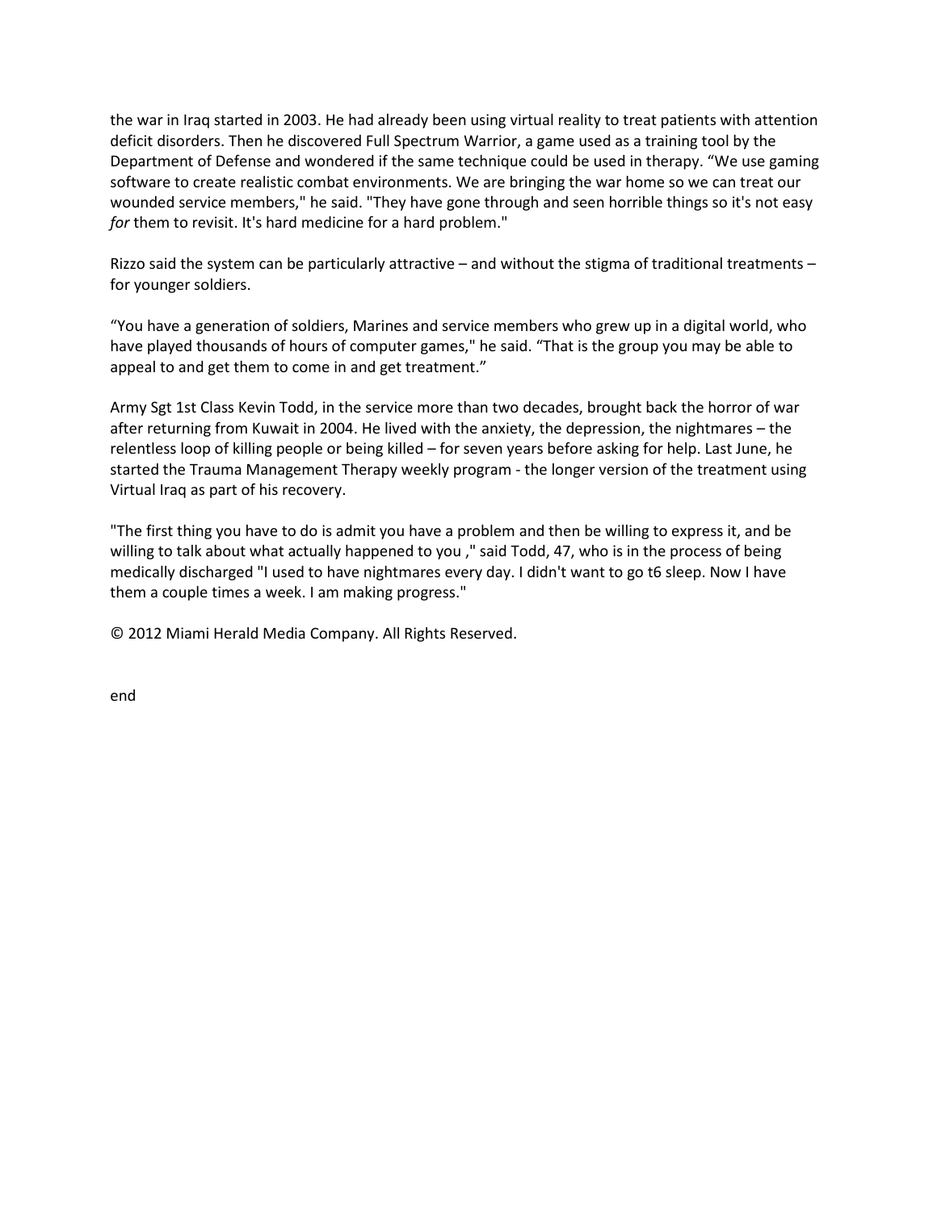the war in Iraq started in 2003. He had already been using virtual reality to treat patients with attention deficit disorders. Then he discovered Full Spectrum Warrior, a game used as a training tool by the Department of Defense and wondered if the same technique could be used in therapy. “We use gaming software to create realistic combat environments. We are bringing the war home so we can treat our wounded service members," he said. "They have gone through and seen horrible things so it's not easy *for* them to revisit. It's hard medicine for a hard problem."

Rizzo said the system can be particularly attractive – and without the stigma of traditional treatments – for younger soldiers.

“You have a generation of soldiers, Marines and service members who grew up in a digital world, who have played thousands of hours of computer games," he said. “That is the group you may be able to appeal to and get them to come in and get treatment.”

Army Sgt 1st Class Kevin Todd, in the service more than two decades, brought back the horror of war after returning from Kuwait in 2004. He lived with the anxiety, the depression, the nightmares – the relentless loop of killing people or being killed – for seven years before asking for help. Last June, he started the Trauma Management Therapy weekly program - the longer version of the treatment using Virtual Iraq as part of his recovery.

"The first thing you have to do is admit you have a problem and then be willing to express it, and be willing to talk about what actually happened to you ," said Todd, 47, who is in the process of being medically discharged "I used to have nightmares every day. I didn't want to go t6 sleep. Now I have them a couple times a week. I am making progress."

© 2012 Miami Herald Media Company. All Rights Reserved.

end